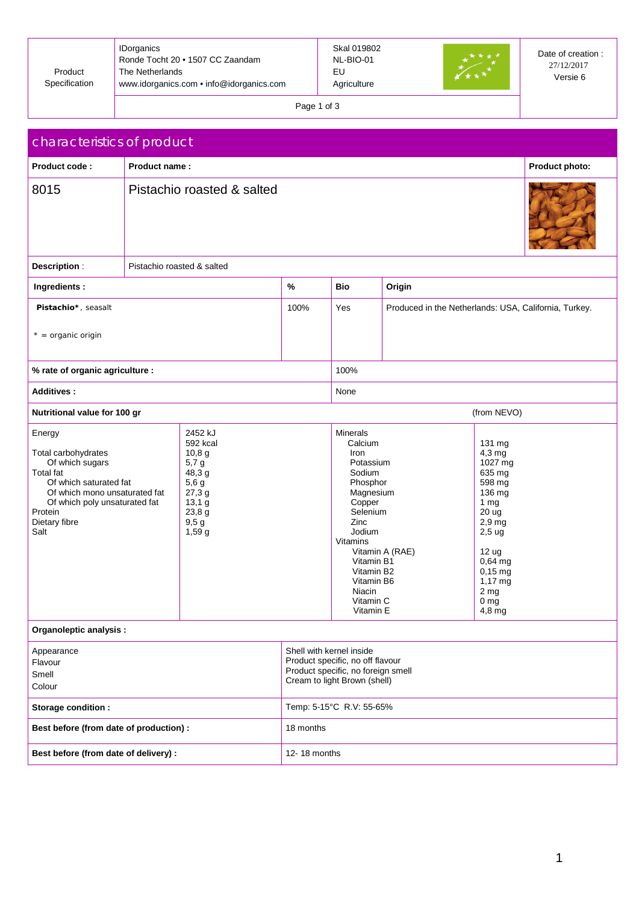| Product Specification | IDorganics<br>Ronde Tocht 20 • 1507 CC Zaandam<br>The Netherlands<br>www.idorganics.com • info@idorganics.com | Skal 019802<br>NL-BIO-01<br>EU<br>Agriculture | Date of creation :<br>27/12/2017<br>Versie 6 |
|---|---|---|---|

## characteristics of product

| Product code : | Product name : | Product photo: |
|---|---|---|
| 8015 | Pistachio roasted & salted | |

**Description** : Pistachio roasted & salted

| Ingredients : | % | Bio | Origin |
|---|---|---|---|
| **Pistachio***, seasalt<br><br>* = organic origin | 100% | Yes | Produced in the Netherlands: USA, California, Turkey. |

| | |
|---|---|
| **% rate of organic agriculture :** | 100% |
| **Additives :** | None |

**Nutritional value for 100 gr** (from NEVO)

| | | | |
|---|---|---|---|
| Energy | 2452 kJ<br>592 kcal | Minerals | |
| Total carbohydrates | 10,8 g | Calcium | 131 mg |
| Of which sugars | 5,7 g | Iron | 4,3 mg |
| Total fat | 48,3 g | Potassium | 1027 mg |
| Of which saturated fat | 5,6 g | Sodium | 635 mg |
| Of which mono unsaturated fat | 27,3 g | Phosphor | 598 mg |
| Of which poly unsaturated fat | 13,1 g | Magnesium | 136 mg |
| Protein | 23,8 g | Copper | 1 mg |
| Dietary fibre | 9,5 g | Selenium | 20 ug |
| Salt | 1,59 g | Zinc | 2,9 mg |
| | | Jodium | 2,5 ug |
| | | Vitamins | |
| | | Vitamin A (RAE) | 12 ug |
| | | Vitamin B1 | 0,64 mg |
| | | Vitamin B2 | 0,15 mg |
| | | Vitamin B6 | 1,17 mg |
| | | Niacin | 2 mg |
| | | Vitamin C | 0 mg |
| | | Vitamin E | 4,8 mg |

**Organoleptic analysis :**

| | |
|---|---|
| Appearance | Shell with kernel inside |
| Flavour | Product specific, no off flavour |
| Smell | Product specific, no foreign smell |
| Colour | Cream to light Brown (shell) |

| | |
|---|---|
| **Storage condition :** | Temp: 5-15°C R.V: 55-65% |
| **Best before (from date of production) :** | 18 months |
| **Best before (from date of delivery) :** | 12- 18 months |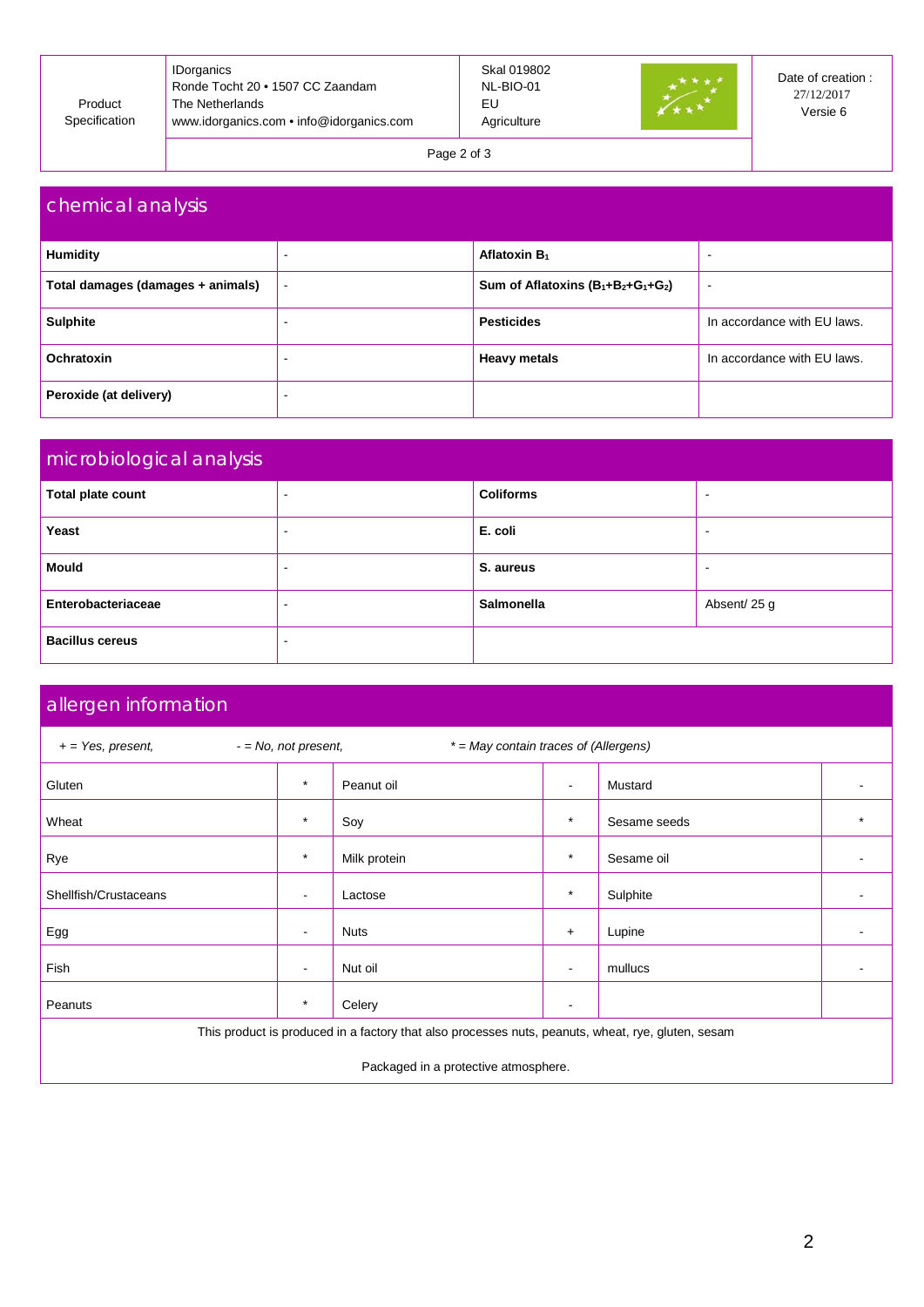| Product Specification | IDorganics<br>Ronde Tocht 20 • 1507 CC Zaandam<br>The Netherlands<br>www.idorganics.com • info@idorganics.com | Skal 019802<br>NL-BIO-01<br>EU<br>Agriculture | Date of creation : 27/12/2017<br>Versie 6 |
|---|---|---|---|

## chemical analysis

| **Humidity** | - | **Aflatoxin $B_1$** | - |
|---|---|---|---|
| **Total damages (damages + animals)** | - | **Sum of Aflatoxins ($B_1$+$B_2$+$G_1$+$G_2$)** | - |
| **Sulphite** | - | **Pesticides** | In accordance with EU laws. |
| **Ochratoxin** | - | **Heavy metals** | In accordance with EU laws. |
| **Peroxide (at delivery)** | - | | |

## microbiological analysis

| **Total plate count** | - | **Coliforms** | - |
|---|---|---|---|
| **Yeast** | - | **E. coli** | - |
| **Mould** | - | **S. aureus** | - |
| **Enterobacteriaceae** | - | **Salmonella** | Absent/ 25 g |
| **Bacillus cereus** | - | | |

## allergen information

*+ = Yes, present,* *- = No, not present,* *\* = May contain traces of (Allergens)*

| Gluten | * | Peanut oil | - | Mustard | - |
|---|---|---|---|---|---|
| Wheat | * | Soy | * | Sesame seeds | * |
| Rye | * | Milk protein | * | Sesame oil | - |
| Shellfish/Crustaceans | - | Lactose | * | Sulphite | - |
| Egg | - | Nuts | + | Lupine | - |
| Fish | - | Nut oil | - | mullucs | - |
| Peanuts | * | Celery | - | | |

This product is produced in a factory that also processes nuts, peanuts, wheat, rye, gluten, sesam

Packaged in a protective atmosphere.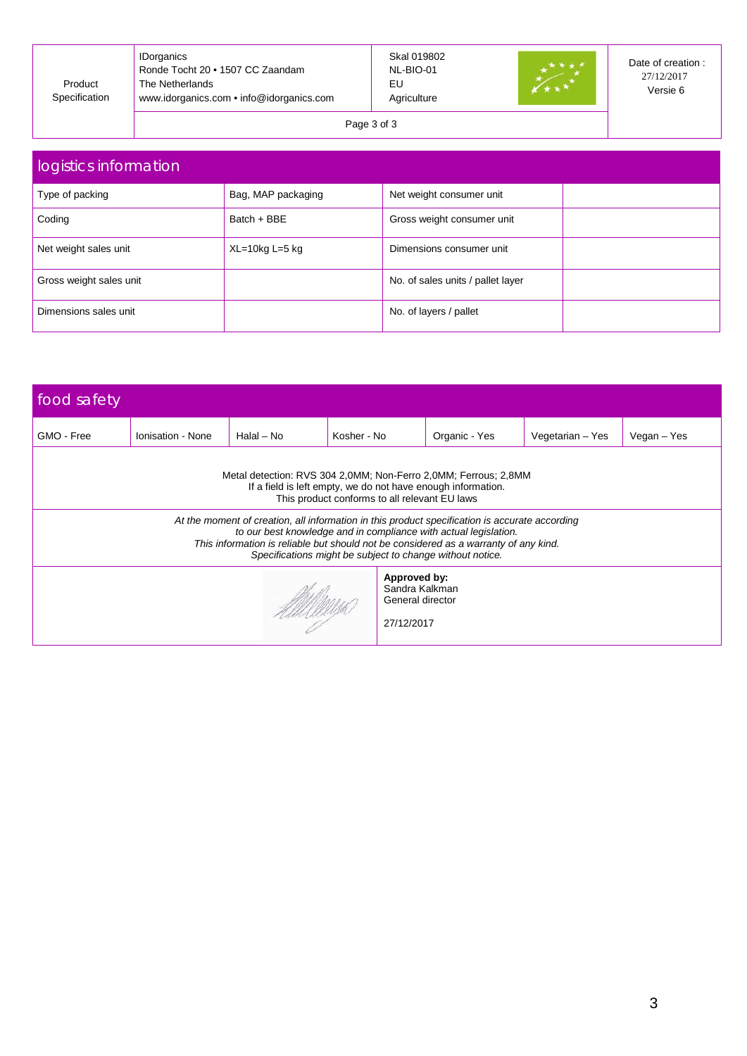| | | | |
|---|---|---|---|
| Product Specification | IDorganics<br>Ronde Tocht 20 • 1507 CC Zaandam<br>The Netherlands<br>www.idorganics.com • info@idorganics.com | Skal 019802<br>NL-BIO-01<br>EU<br>Agriculture | Date of creation :<br>27/12/2017<br>Versie 6 |

## logistics information

| | | | |
|---|---|---|---|
| Type of packing | Bag, MAP packaging | Net weight consumer unit | |
| Coding | Batch + BBE | Gross weight consumer unit | |
| Net weight sales unit | XL=10kg L=5 kg | Dimensions consumer unit | |
| Gross weight sales unit | | No. of sales units / pallet layer | |
| Dimensions sales unit | | No. of layers / pallet | |

## food safety

| | | | | | | |
|---|---|---|---|---|---|---|
| GMO - Free | Ionisation - None | Halal – No | Kosher - No | Organic - Yes | Vegetarian – Yes | Vegan – Yes |

Metal detection: RVS 304 2,0MM; Non-Ferro 2,0MM; Ferrous; 2,8MM
If a field is left empty, we do not have enough information.
This product conforms to all relevant EU laws

*At the moment of creation, all information in this product specification is accurate according to our best knowledge and in compliance with actual legislation.*
*This information is reliable but should not be considered as a warranty of any kind.*
*Specifications might be subject to change without notice.*

**Approved by:**
Sandra Kalkman
General director

27/12/2017